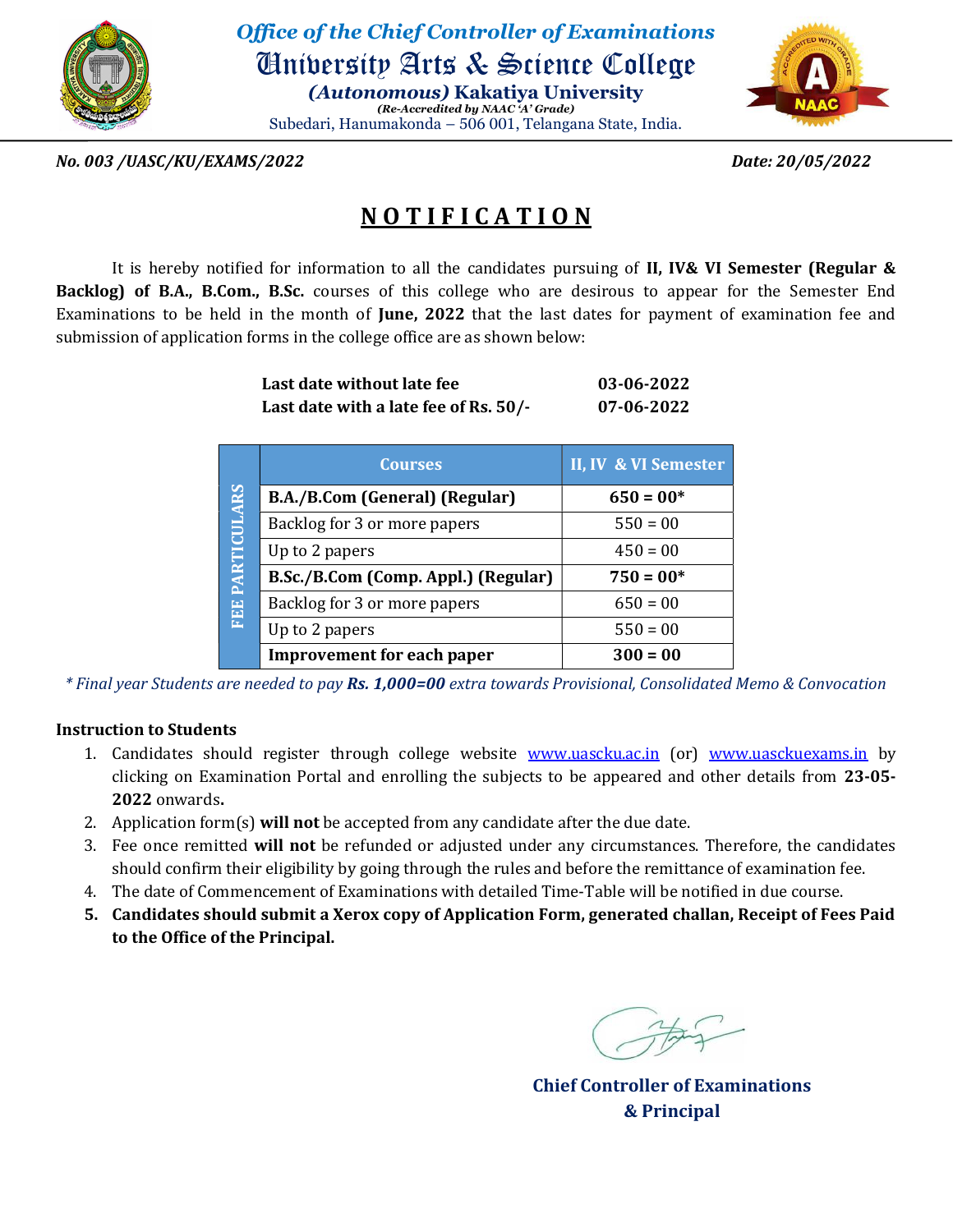*Office of the Chief Controller of Examinations*

# University Arts & Science College

***(Autonomous)* Kakatiya University**

***(Re-Accredited by NAAC 'A' Grade)***

Subedari, Hanumakonda – 506 001, Telangana State, India.

***No. 003 /UASC/KU/EXAMS/2022*** ***Date: 20/05/2022***

## NOTIFICATION

It is hereby notified for information to all the candidates pursuing of **II, IV& VI Semester (Regular & Backlog) of B.A., B.Com., B.Sc.** courses of this college who are desirous to appear for the Semester End Examinations to be held in the month of **June, 2022** that the last dates for payment of examination fee and submission of application forms in the college office are as shown below:

| | |
|---|---|
| **Last date without late fee** | **03-06-2022** |
| **Last date with a late fee of Rs. 50/-** | **07-06-2022** |

| FEE PARTICULARS | Courses | II, IV & VI Semester |
|---|---|---|
| | **B.A./B.Com (General) (Regular)** | **650 = 00*** |
| | Backlog for 3 or more papers | 550 = 00 |
| | Up to 2 papers | 450 = 00 |
| | **B.Sc./B.Com (Comp. Appl.) (Regular)** | **750 = 00*** |
| | Backlog for 3 or more papers | 650 = 00 |
| | Up to 2 papers | 550 = 00 |
| | **Improvement for each paper** | **300 = 00** |

*\* Final year Students are needed to pay* ***Rs. 1,000=00*** *extra towards Provisional, Consolidated Memo & Convocation*

**Instruction to Students**

1. Candidates should register through college website www.uascku.ac.in (or) www.uasckuexams.in by clicking on Examination Portal and enrolling the subjects to be appeared and other details from **23-05-2022** onwards**.**
2. Application form(s) **will not** be accepted from any candidate after the due date.
3. Fee once remitted **will not** be refunded or adjusted under any circumstances. Therefore, the candidates should confirm their eligibility by going through the rules and before the remittance of examination fee.
4. The date of Commencement of Examinations with detailed Time-Table will be notified in due course.
5. **Candidates should submit a Xerox copy of Application Form, generated challan, Receipt of Fees Paid to the Office of the Principal.**

**Chief Controller of Examinations**
**& Principal**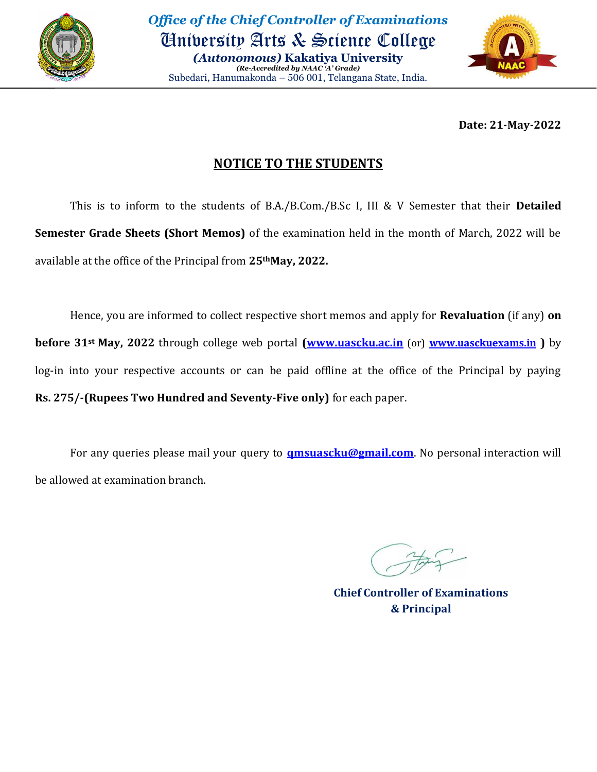*Office of the Chief Controller of Examinations*

University Arts & Science College

***(Autonomous)*** **Kakatiya University**

***(Re-Accredited by NAAC 'A' Grade)***

Subedari, Hanumakonda – 506 001, Telangana State, India.

**Date: 21-May-2022**

## NOTICE TO THE STUDENTS

This is to inform to the students of B.A./B.Com./B.Sc I, III & V Semester that their **Detailed Semester Grade Sheets (Short Memos)** of the examination held in the month of March, 2022 will be available at the office of the Principal from **25th May, 2022.**

Hence, you are informed to collect respective short memos and apply for **Revaluation** (if any) **on before 31st May, 2022** through college web portal **(www.uascku.ac.in** (or) **www.uasckuexams.in )** by log-in into your respective accounts or can be paid offline at the office of the Principal by paying **Rs. 275/-(Rupees Two Hundred and Seventy-Five only)** for each paper.

For any queries please mail your query to **qmsuascku@gmail.com**. No personal interaction will be allowed at examination branch.

**Chief Controller of Examinations**
**& Principal**